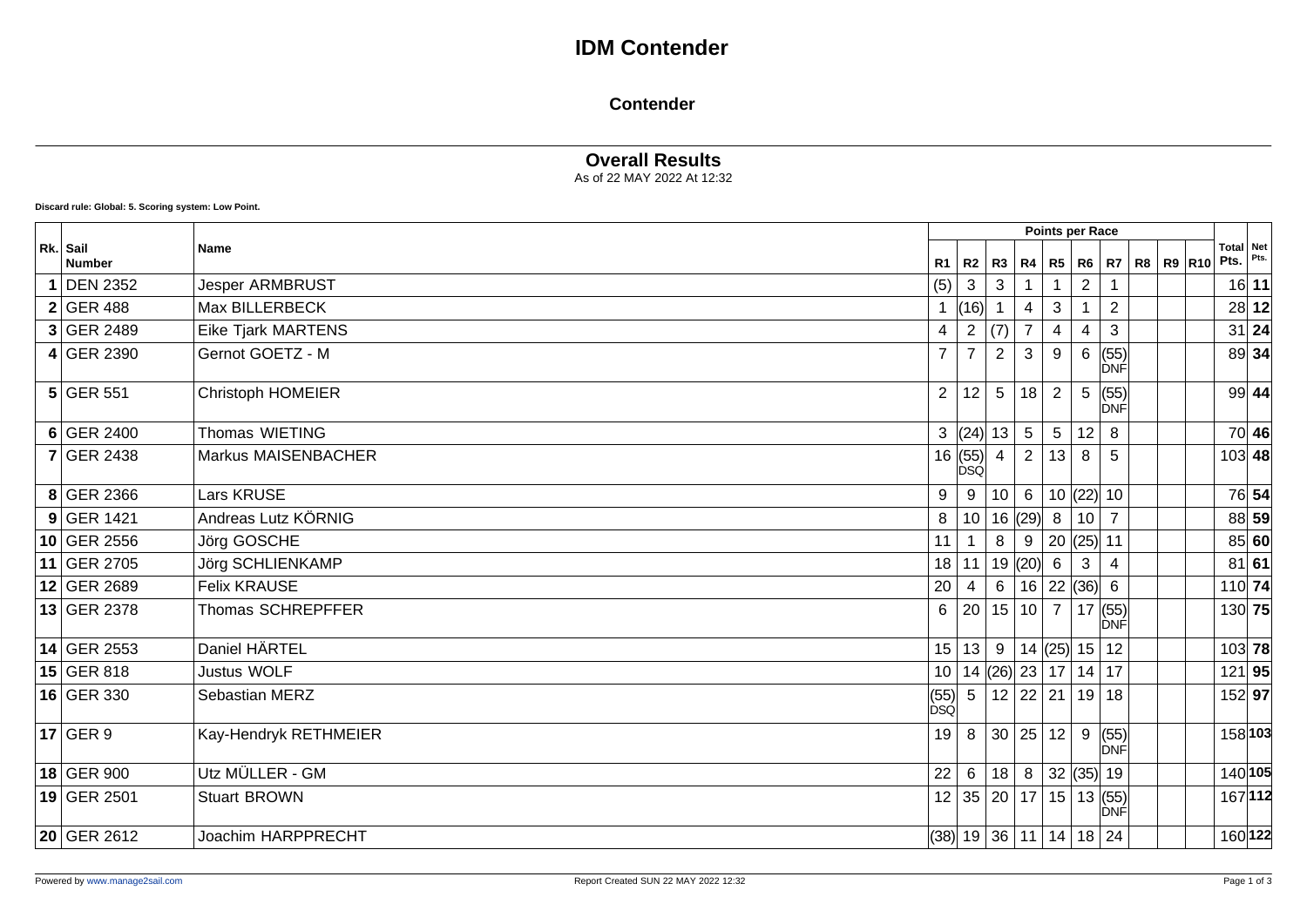# IDM Contender

## Contender

### Overall Results

As of 22 MAY 2022 At 12:32

**Discard rule: Global: 5. Scoring system: Low Point.**

| Rk. | Sail Number | Name | Points per Race | | | | | | | | | | Total Pts. | Net Pts. |
|---|---|---|---|---|---|---|---|---|---|---|---|---|---|---|
| | | | R1 | R2 | R3 | R4 | R5 | R6 | R7 | R8 | R9 | R10 | | |
| **1** | DEN 2352 | Jesper ARMBRUST | (5) | 3 | 3 | 1 | 1 | 2 | 1 | | | | 16 | **11** |
| **2** | GER 488 | Max BILLERBECK | 1 | (16) | 1 | 4 | 3 | 1 | 2 | | | | 28 | **12** |
| **3** | GER 2489 | Eike Tjark MARTENS | 4 | 2 | (7) | 7 | 4 | 4 | 3 | | | | 31 | **24** |
| **4** | GER 2390 | Gernot GOETZ - M | 7 | 7 | 2 | 3 | 9 | 6 | (55) DNF | | | | 89 | **34** |
| **5** | GER 551 | Christoph HOMEIER | 2 | 12 | 5 | 18 | 2 | 5 | (55) DNF | | | | 99 | **44** |
| **6** | GER 2400 | Thomas WIETING | 3 | (24) | 13 | 5 | 5 | 12 | 8 | | | | 70 | **46** |
| **7** | GER 2438 | Markus MAISENBACHER | 16 | (55) DSQ | 4 | 2 | 13 | 8 | 5 | | | | 103 | **48** |
| **8** | GER 2366 | Lars KRUSE | 9 | 9 | 10 | 6 | 10 | (22) | 10 | | | | 76 | **54** |
| **9** | GER 1421 | Andreas Lutz KÖRNIG | 8 | 10 | 16 | (29) | 8 | 10 | 7 | | | | 88 | **59** |
| **10** | GER 2556 | Jörg GOSCHE | 11 | 1 | 8 | 9 | 20 | (25) | 11 | | | | 85 | **60** |
| **11** | GER 2705 | Jörg SCHLIENKAMP | 18 | 11 | 19 | (20) | 6 | 3 | 4 | | | | 81 | **61** |
| **12** | GER 2689 | Felix KRAUSE | 20 | 4 | 6 | 16 | 22 | (36) | 6 | | | | 110 | **74** |
| **13** | GER 2378 | Thomas SCHREPFFER | 6 | 20 | 15 | 10 | 7 | 17 | (55) DNF | | | | 130 | **75** |
| **14** | GER 2553 | Daniel HÄRTEL | 15 | 13 | 9 | 14 | (25) | 15 | 12 | | | | 103 | **78** |
| **15** | GER 818 | Justus WOLF | 10 | 14 | (26) | 23 | 17 | 14 | 17 | | | | 121 | **95** |
| **16** | GER 330 | Sebastian MERZ | (55) DSQ | 5 | 12 | 22 | 21 | 19 | 18 | | | | 152 | **97** |
| **17** | GER 9 | Kay-Hendryk RETHMEIER | 19 | 8 | 30 | 25 | 12 | 9 | (55) DNF | | | | 158 | **103** |
| **18** | GER 900 | Utz MÜLLER - GM | 22 | 6 | 18 | 8 | 32 | (35) | 19 | | | | 140 | **105** |
| **19** | GER 2501 | Stuart BROWN | 12 | 35 | 20 | 17 | 15 | 13 | (55) DNF | | | | 167 | **112** |
| **20** | GER 2612 | Joachim HARPPRECHT | (38) | 19 | 36 | 11 | 14 | 18 | 24 | | | | 160 | **122** |

Powered by www.manage2sail.com | Report Created SUN 22 MAY 2022 12:32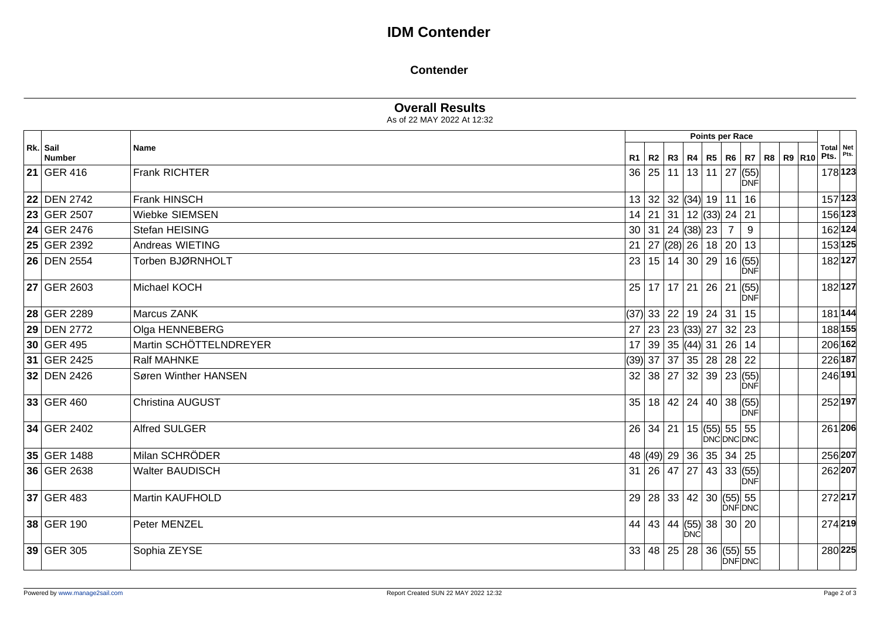# IDM Contender

## Contender

### Overall Results

As of 22 MAY 2022 At 12:32

| Rk. | Sail Number | Name | Points per Race | | | | | | | | | | Total Pts. | Net Pts. |
|---|---|---|---|---|---|---|---|---|---|---|---|---|---|---|
| | | | R1 | R2 | R3 | R4 | R5 | R6 | R7 | R8 | R9 | R10 | | |
| **21** | GER 416 | Frank RICHTER | 36 | 25 | 11 | 13 | 11 | 27 | (55) DNF | | | | 178 | **123** |
| **22** | DEN 2742 | Frank HINSCH | 13 | 32 | 32 | (34) | 19 | 11 | 16 | | | | 157 | **123** |
| **23** | GER 2507 | Wiebke SIEMSEN | 14 | 21 | 31 | 12 | (33) | 24 | 21 | | | | 156 | **123** |
| **24** | GER 2476 | Stefan HEISING | 30 | 31 | 24 | (38) | 23 | 7 | 9 | | | | 162 | **124** |
| **25** | GER 2392 | Andreas WIETING | 21 | 27 | (28) | 26 | 18 | 20 | 13 | | | | 153 | **125** |
| **26** | DEN 2554 | Torben BJØRNHOLT | 23 | 15 | 14 | 30 | 29 | 16 | (55) DNF | | | | 182 | **127** |
| **27** | GER 2603 | Michael KOCH | 25 | 17 | 17 | 21 | 26 | 21 | (55) DNF | | | | 182 | **127** |
| **28** | GER 2289 | Marcus ZANK | (37) | 33 | 22 | 19 | 24 | 31 | 15 | | | | 181 | **144** |
| **29** | DEN 2772 | Olga HENNEBERG | 27 | 23 | 23 | (33) | 27 | 32 | 23 | | | | 188 | **155** |
| **30** | GER 495 | Martin SCHÖTTELNDREYER | 17 | 39 | 35 | (44) | 31 | 26 | 14 | | | | 206 | **162** |
| **31** | GER 2425 | Ralf MAHNKE | (39) | 37 | 37 | 35 | 28 | 28 | 22 | | | | 226 | **187** |
| **32** | DEN 2426 | Søren Winther HANSEN | 32 | 38 | 27 | 32 | 39 | 23 | (55) DNF | | | | 246 | **191** |
| **33** | GER 460 | Christina AUGUST | 35 | 18 | 42 | 24 | 40 | 38 | (55) DNF | | | | 252 | **197** |
| **34** | GER 2402 | Alfred SULGER | 26 | 34 | 21 | 15 | (55) DNC | 55 DNC | 55 DNC | | | | 261 | **206** |
| **35** | GER 1488 | Milan SCHRÖDER | 48 | (49) | 29 | 36 | 35 | 34 | 25 | | | | 256 | **207** |
| **36** | GER 2638 | Walter BAUDISCH | 31 | 26 | 47 | 27 | 43 | 33 | (55) DNF | | | | 262 | **207** |
| **37** | GER 483 | Martin KAUFHOLD | 29 | 28 | 33 | 42 | 30 | (55) DNF | 55 DNC | | | | 272 | **217** |
| **38** | GER 190 | Peter MENZEL | 44 | 43 | 44 | (55) DNC | 38 | 30 | 20 | | | | 274 | **219** |
| **39** | GER 305 | Sophia ZEYSE | 33 | 48 | 25 | 28 | 36 | (55) DNF | 55 DNC | | | | 280 | **225** |

Powered by www.manage2sail.com

Report Created SUN 22 MAY 2022 12:32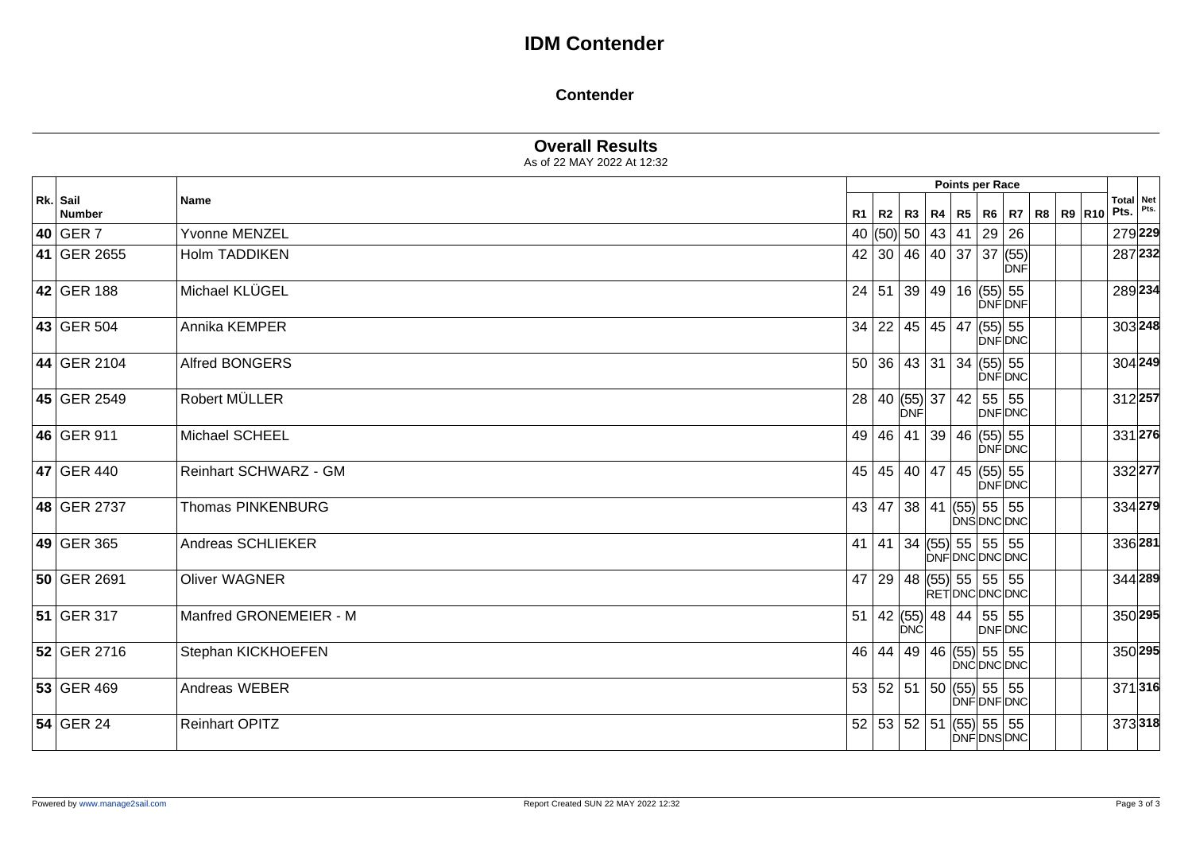# IDM Contender

## Contender

### Overall Results

As of 22 MAY 2022 At 12:32

| Rk. | Sail Number | Name | Points per Race | | | | | | | | | | Total Pts. | Net Pts. |
|---|---|---|---|---|---|---|---|---|---|---|---|---|---|---|
| | | | R1 | R2 | R3 | R4 | R5 | R6 | R7 | R8 | R9 | R10 | | |
| **40** | GER 7 | Yvonne MENZEL | 40 | (50) | 50 | 43 | 41 | 29 | 26 | | | | 279 | **229** |
| **41** | GER 2655 | Holm TADDIKEN | 42 | 30 | 46 | 40 | 37 | 37 | (55) DNF | | | | 287 | **232** |
| **42** | GER 188 | Michael KLÜGEL | 24 | 51 | 39 | 49 | 16 | (55) DNF | 55 DNF | | | | 289 | **234** |
| **43** | GER 504 | Annika KEMPER | 34 | 22 | 45 | 45 | 47 | (55) DNF | 55 DNC | | | | 303 | **248** |
| **44** | GER 2104 | Alfred BONGERS | 50 | 36 | 43 | 31 | 34 | (55) DNF | 55 DNC | | | | 304 | **249** |
| **45** | GER 2549 | Robert MÜLLER | 28 | 40 | (55) DNF | 37 | 42 | 55 DNF | 55 DNC | | | | 312 | **257** |
| **46** | GER 911 | Michael SCHEEL | 49 | 46 | 41 | 39 | 46 | (55) DNF | 55 DNC | | | | 331 | **276** |
| **47** | GER 440 | Reinhart SCHWARZ - GM | 45 | 45 | 40 | 47 | 45 | (55) DNF | 55 DNC | | | | 332 | **277** |
| **48** | GER 2737 | Thomas PINKENBURG | 43 | 47 | 38 | 41 | (55) DNS | 55 DNC | 55 DNC | | | | 334 | **279** |
| **49** | GER 365 | Andreas SCHLIEKER | 41 | 41 | 34 | (55) DNF | 55 DNC | 55 DNC | 55 DNC | | | | 336 | **281** |
| **50** | GER 2691 | Oliver WAGNER | 47 | 29 | 48 | (55) RET | 55 DNC | 55 DNC | 55 DNC | | | | 344 | **289** |
| **51** | GER 317 | Manfred GRONEMEIER - M | 51 | 42 | (55) DNC | 48 | 44 | 55 DNF | 55 DNC | | | | 350 | **295** |
| **52** | GER 2716 | Stephan KICKHOEFEN | 46 | 44 | 49 | 46 | (55) DNC | 55 DNC | 55 DNC | | | | 350 | **295** |
| **53** | GER 469 | Andreas WEBER | 53 | 52 | 51 | 50 | (55) DNF | 55 DNF | 55 DNC | | | | 371 | **316** |
| **54** | GER 24 | Reinhart OPITZ | 52 | 53 | 52 | 51 | (55) DNF | 55 DNS | 55 DNC | | | | 373 | **318** |

Powered by www.manage2sail.com

Report Created SUN 22 MAY 2022 12:32